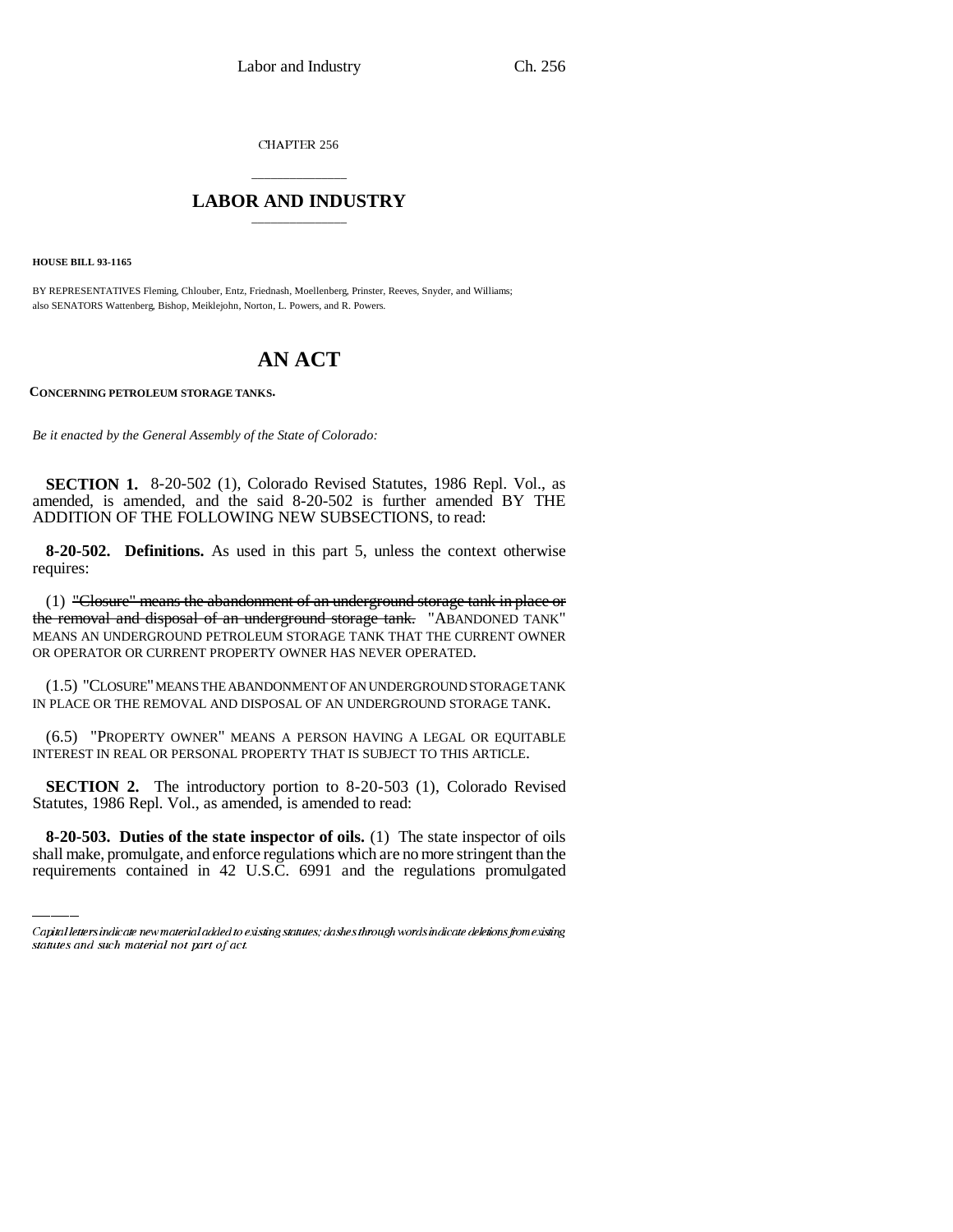CHAPTER 256

# LABOR AND INDUSTRY

**HOUSE BILL 93-1165**

BY REPRESENTATIVES Fleming, Chlouber, Entz, Friednash, Moellenberg, Prinster, Reeves, Snyder, and Williams; also SENATORS Wattenberg, Bishop, Meiklejohn, Norton, L. Powers, and R. Powers.

# AN ACT

**CONCERNING PETROLEUM STORAGE TANKS.**

*Be it enacted by the General Assembly of the State of Colorado:*

**SECTION 1.** 8-20-502 (1), Colorado Revised Statutes, 1986 Repl. Vol., as amended, is amended, and the said 8-20-502 is further amended BY THE ADDITION OF THE FOLLOWING NEW SUBSECTIONS, to read:

**8-20-502. Definitions.** As used in this part 5, unless the context otherwise requires:

(1) ~~"Closure" means the abandonment of an underground storage tank in place or the removal and disposal of an underground storage tank.~~ "ABANDONED TANK" MEANS AN UNDERGROUND PETROLEUM STORAGE TANK THAT THE CURRENT OWNER OR OPERATOR OR CURRENT PROPERTY OWNER HAS NEVER OPERATED.

(1.5) "CLOSURE" MEANS THE ABANDONMENT OF AN UNDERGROUND STORAGE TANK IN PLACE OR THE REMOVAL AND DISPOSAL OF AN UNDERGROUND STORAGE TANK.

(6.5) "PROPERTY OWNER" MEANS A PERSON HAVING A LEGAL OR EQUITABLE INTEREST IN REAL OR PERSONAL PROPERTY THAT IS SUBJECT TO THIS ARTICLE.

**SECTION 2.** The introductory portion to 8-20-503 (1), Colorado Revised Statutes, 1986 Repl. Vol., as amended, is amended to read:

**8-20-503. Duties of the state inspector of oils.** (1) The state inspector of oils shall make, promulgate, and enforce regulations which are no more stringent than the requirements contained in 42 U.S.C. 6991 and the regulations promulgated

*Capital letters indicate new material added to existing statutes; dashes through words indicate deletions from existing statutes and such material not part of act.*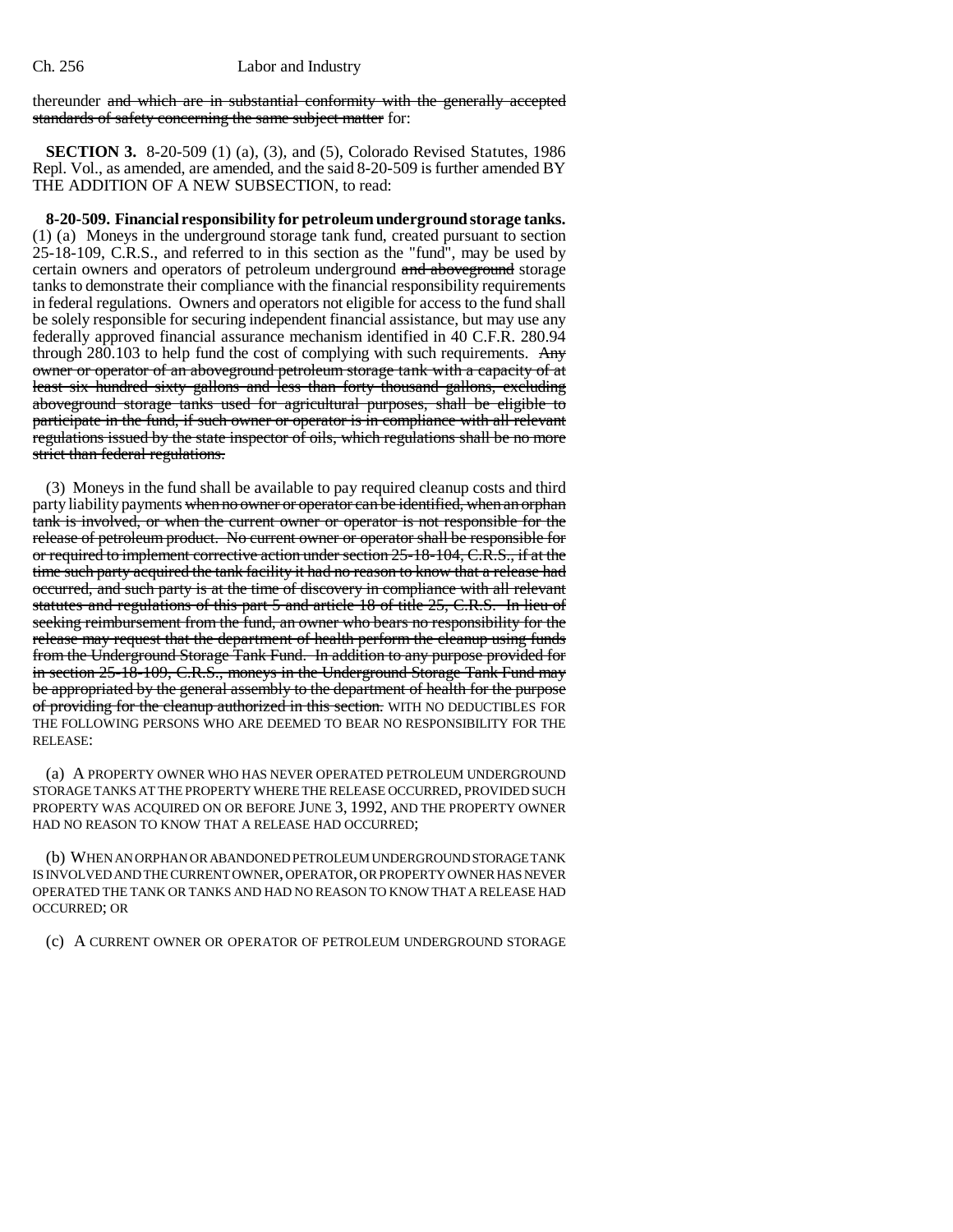thereunder ~~and which are in substantial conformity with the generally accepted standards of safety concerning the same subject matter~~ for:

**SECTION 3.** 8-20-509 (1) (a), (3), and (5), Colorado Revised Statutes, 1986 Repl. Vol., as amended, are amended, and the said 8-20-509 is further amended BY THE ADDITION OF A NEW SUBSECTION, to read:

**8-20-509. Financial responsibility for petroleum underground storage tanks.** (1) (a) Moneys in the underground storage tank fund, created pursuant to section 25-18-109, C.R.S., and referred to in this section as the "fund", may be used by certain owners and operators of petroleum underground ~~and aboveground~~ storage tanks to demonstrate their compliance with the financial responsibility requirements in federal regulations. Owners and operators not eligible for access to the fund shall be solely responsible for securing independent financial assistance, but may use any federally approved financial assurance mechanism identified in 40 C.F.R. 280.94 through 280.103 to help fund the cost of complying with such requirements. ~~Any owner or operator of an aboveground petroleum storage tank with a capacity of at least six hundred sixty gallons and less than forty thousand gallons, excluding aboveground storage tanks used for agricultural purposes, shall be eligible to participate in the fund, if such owner or operator is in compliance with all relevant regulations issued by the state inspector of oils, which regulations shall be no more strict than federal regulations.~~

(3) Moneys in the fund shall be available to pay required cleanup costs and third party liability payments ~~when no owner or operator can be identified, when an orphan tank is involved, or when the current owner or operator is not responsible for the release of petroleum product. No current owner or operator shall be responsible for or required to implement corrective action under section 25-18-104, C.R.S., if at the time such party acquired the tank facility it had no reason to know that a release had occurred, and such party is at the time of discovery in compliance with all relevant statutes and regulations of this part 5 and article 18 of title 25, C.R.S. In lieu of seeking reimbursement from the fund, an owner who bears no responsibility for the release may request that the department of health perform the cleanup using funds from the Underground Storage Tank Fund. In addition to any purpose provided for in section 25-18-109, C.R.S., moneys in the Underground Storage Tank Fund may be appropriated by the general assembly to the department of health for the purpose of providing for the cleanup authorized in this section.~~ WITH NO DEDUCTIBLES FOR THE FOLLOWING PERSONS WHO ARE DEEMED TO BEAR NO RESPONSIBILITY FOR THE RELEASE:

(a) A PROPERTY OWNER WHO HAS NEVER OPERATED PETROLEUM UNDERGROUND STORAGE TANKS AT THE PROPERTY WHERE THE RELEASE OCCURRED, PROVIDED SUCH PROPERTY WAS ACQUIRED ON OR BEFORE JUNE 3, 1992, AND THE PROPERTY OWNER HAD NO REASON TO KNOW THAT A RELEASE HAD OCCURRED;

(b) WHEN AN ORPHAN OR ABANDONED PETROLEUM UNDERGROUND STORAGE TANK IS INVOLVED AND THE CURRENT OWNER, OPERATOR, OR PROPERTY OWNER HAS NEVER OPERATED THE TANK OR TANKS AND HAD NO REASON TO KNOW THAT A RELEASE HAD OCCURRED; OR

(c) A CURRENT OWNER OR OPERATOR OF PETROLEUM UNDERGROUND STORAGE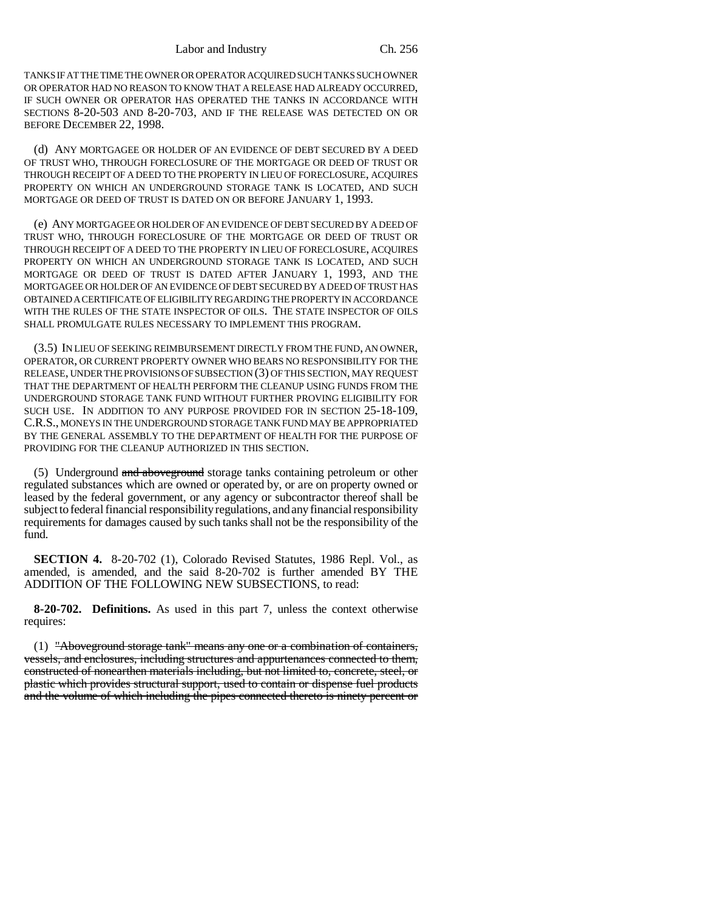TANKS IF AT THE TIME THE OWNER OR OPERATOR ACQUIRED SUCH TANKS SUCH OWNER OR OPERATOR HAD NO REASON TO KNOW THAT A RELEASE HAD ALREADY OCCURRED, IF SUCH OWNER OR OPERATOR HAS OPERATED THE TANKS IN ACCORDANCE WITH SECTIONS 8-20-503 AND 8-20-703, AND IF THE RELEASE WAS DETECTED ON OR BEFORE DECEMBER 22, 1998.

(d) ANY MORTGAGEE OR HOLDER OF AN EVIDENCE OF DEBT SECURED BY A DEED OF TRUST WHO, THROUGH FORECLOSURE OF THE MORTGAGE OR DEED OF TRUST OR THROUGH RECEIPT OF A DEED TO THE PROPERTY IN LIEU OF FORECLOSURE, ACQUIRES PROPERTY ON WHICH AN UNDERGROUND STORAGE TANK IS LOCATED, AND SUCH MORTGAGE OR DEED OF TRUST IS DATED ON OR BEFORE JANUARY 1, 1993.

(e) ANY MORTGAGEE OR HOLDER OF AN EVIDENCE OF DEBT SECURED BY A DEED OF TRUST WHO, THROUGH FORECLOSURE OF THE MORTGAGE OR DEED OF TRUST OR THROUGH RECEIPT OF A DEED TO THE PROPERTY IN LIEU OF FORECLOSURE, ACQUIRES PROPERTY ON WHICH AN UNDERGROUND STORAGE TANK IS LOCATED, AND SUCH MORTGAGE OR DEED OF TRUST IS DATED AFTER JANUARY 1, 1993, AND THE MORTGAGEE OR HOLDER OF AN EVIDENCE OF DEBT SECURED BY A DEED OF TRUST HAS OBTAINED A CERTIFICATE OF ELIGIBILITY REGARDING THE PROPERTY IN ACCORDANCE WITH THE RULES OF THE STATE INSPECTOR OF OILS. THE STATE INSPECTOR OF OILS SHALL PROMULGATE RULES NECESSARY TO IMPLEMENT THIS PROGRAM.

(3.5) IN LIEU OF SEEKING REIMBURSEMENT DIRECTLY FROM THE FUND, AN OWNER, OPERATOR, OR CURRENT PROPERTY OWNER WHO BEARS NO RESPONSIBILITY FOR THE RELEASE, UNDER THE PROVISIONS OF SUBSECTION (3) OF THIS SECTION, MAY REQUEST THAT THE DEPARTMENT OF HEALTH PERFORM THE CLEANUP USING FUNDS FROM THE UNDERGROUND STORAGE TANK FUND WITHOUT FURTHER PROVING ELIGIBILITY FOR SUCH USE. IN ADDITION TO ANY PURPOSE PROVIDED FOR IN SECTION 25-18-109, C.R.S., MONEYS IN THE UNDERGROUND STORAGE TANK FUND MAY BE APPROPRIATED BY THE GENERAL ASSEMBLY TO THE DEPARTMENT OF HEALTH FOR THE PURPOSE OF PROVIDING FOR THE CLEANUP AUTHORIZED IN THIS SECTION.

(5) Underground ~~and aboveground~~ storage tanks containing petroleum or other regulated substances which are owned or operated by, or are on property owned or leased by the federal government, or any agency or subcontractor thereof shall be subject to federal financial responsibility regulations, and any financial responsibility requirements for damages caused by such tanks shall not be the responsibility of the fund.

**SECTION 4.** 8-20-702 (1), Colorado Revised Statutes, 1986 Repl. Vol., as amended, is amended, and the said 8-20-702 is further amended BY THE ADDITION OF THE FOLLOWING NEW SUBSECTIONS, to read:

**8-20-702. Definitions.** As used in this part 7, unless the context otherwise requires:

(1) ~~"Aboveground storage tank" means any one or a combination of containers, vessels, and enclosures, including structures and appurtenances connected to them, constructed of nonearthen materials including, but not limited to, concrete, steel, or plastic which provides structural support, used to contain or dispense fuel products and the volume of which including the pipes connected thereto is ninety percent or~~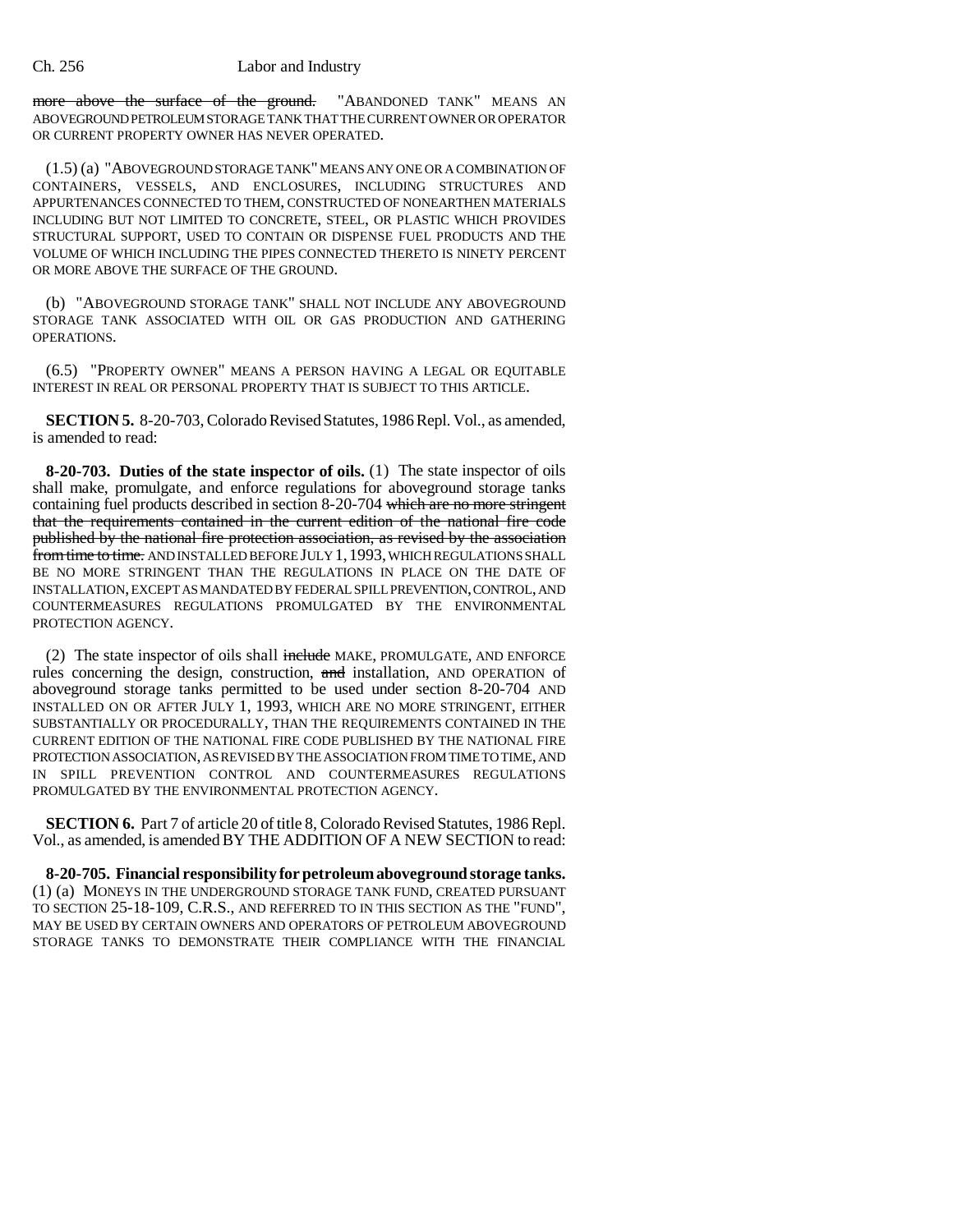more above the surface of the ground. "ABANDONED TANK" MEANS AN ABOVEGROUND PETROLEUM STORAGE TANK THAT THE CURRENT OWNER OR OPERATOR OR CURRENT PROPERTY OWNER HAS NEVER OPERATED.

(1.5) (a) "ABOVEGROUND STORAGE TANK" MEANS ANY ONE OR A COMBINATION OF CONTAINERS, VESSELS, AND ENCLOSURES, INCLUDING STRUCTURES AND APPURTENANCES CONNECTED TO THEM, CONSTRUCTED OF NONEARTHEN MATERIALS INCLUDING BUT NOT LIMITED TO CONCRETE, STEEL, OR PLASTIC WHICH PROVIDES STRUCTURAL SUPPORT, USED TO CONTAIN OR DISPENSE FUEL PRODUCTS AND THE VOLUME OF WHICH INCLUDING THE PIPES CONNECTED THERETO IS NINETY PERCENT OR MORE ABOVE THE SURFACE OF THE GROUND.

(b) "ABOVEGROUND STORAGE TANK" SHALL NOT INCLUDE ANY ABOVEGROUND STORAGE TANK ASSOCIATED WITH OIL OR GAS PRODUCTION AND GATHERING OPERATIONS.

(6.5) "PROPERTY OWNER" MEANS A PERSON HAVING A LEGAL OR EQUITABLE INTEREST IN REAL OR PERSONAL PROPERTY THAT IS SUBJECT TO THIS ARTICLE.

**SECTION 5.** 8-20-703, Colorado Revised Statutes, 1986 Repl. Vol., as amended, is amended to read:

**8-20-703. Duties of the state inspector of oils.** (1) The state inspector of oils shall make, promulgate, and enforce regulations for aboveground storage tanks containing fuel products described in section 8-20-704 which are no more stringent that the requirements contained in the current edition of the national fire code published by the national fire protection association, as revised by the association from time to time. AND INSTALLED BEFORE JULY 1, 1993, WHICH REGULATIONS SHALL BE NO MORE STRINGENT THAN THE REGULATIONS IN PLACE ON THE DATE OF INSTALLATION, EXCEPT AS MANDATED BY FEDERAL SPILL PREVENTION, CONTROL, AND COUNTERMEASURES REGULATIONS PROMULGATED BY THE ENVIRONMENTAL PROTECTION AGENCY.

(2) The state inspector of oils shall include MAKE, PROMULGATE, AND ENFORCE rules concerning the design, construction, and installation, AND OPERATION of aboveground storage tanks permitted to be used under section 8-20-704 AND INSTALLED ON OR AFTER JULY 1, 1993, WHICH ARE NO MORE STRINGENT, EITHER SUBSTANTIALLY OR PROCEDURALLY, THAN THE REQUIREMENTS CONTAINED IN THE CURRENT EDITION OF THE NATIONAL FIRE CODE PUBLISHED BY THE NATIONAL FIRE PROTECTION ASSOCIATION, AS REVISED BY THE ASSOCIATION FROM TIME TO TIME, AND IN SPILL PREVENTION CONTROL AND COUNTERMEASURES REGULATIONS PROMULGATED BY THE ENVIRONMENTAL PROTECTION AGENCY.

**SECTION 6.** Part 7 of article 20 of title 8, Colorado Revised Statutes, 1986 Repl. Vol., as amended, is amended BY THE ADDITION OF A NEW SECTION to read:

**8-20-705. Financial responsibility for petroleum aboveground storage tanks.** (1) (a) MONEYS IN THE UNDERGROUND STORAGE TANK FUND, CREATED PURSUANT TO SECTION 25-18-109, C.R.S., AND REFERRED TO IN THIS SECTION AS THE "FUND", MAY BE USED BY CERTAIN OWNERS AND OPERATORS OF PETROLEUM ABOVEGROUND STORAGE TANKS TO DEMONSTRATE THEIR COMPLIANCE WITH THE FINANCIAL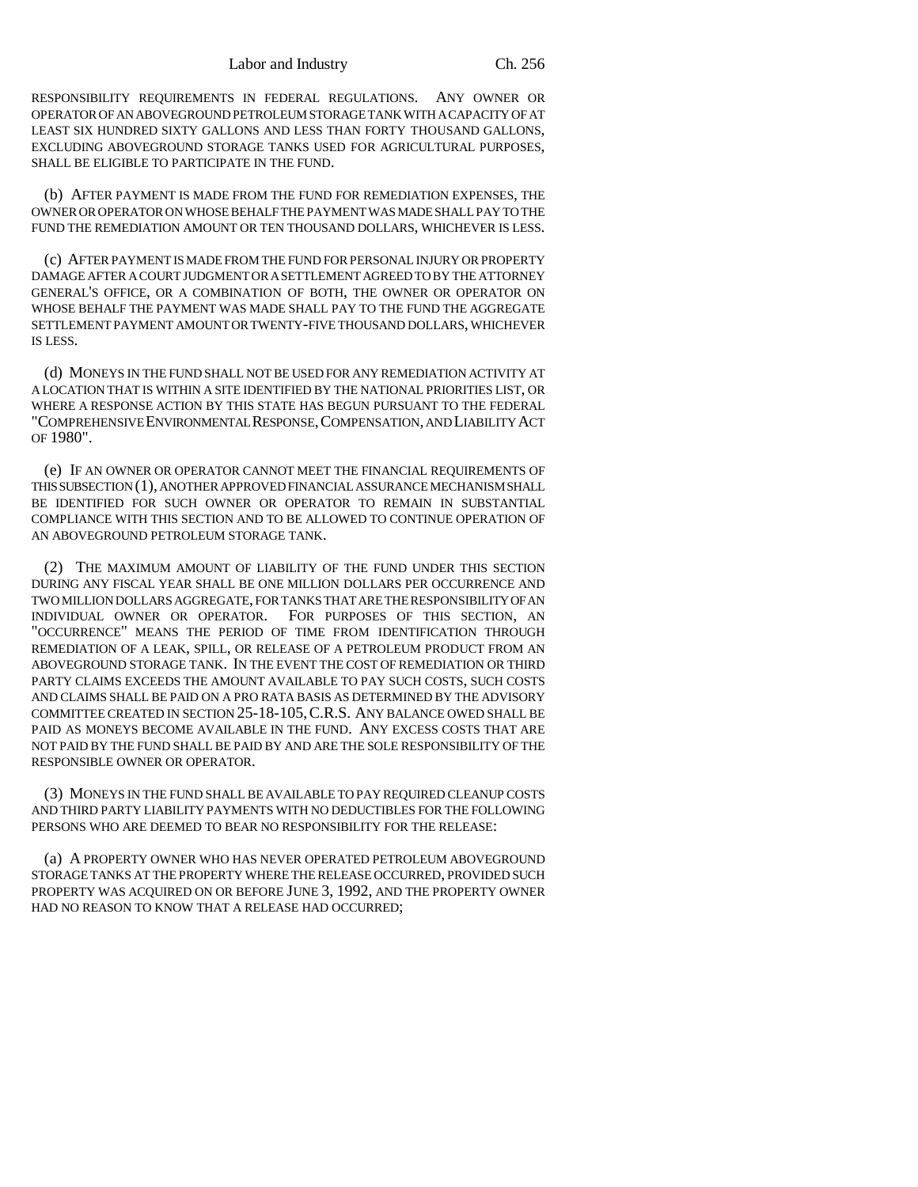RESPONSIBILITY REQUIREMENTS IN FEDERAL REGULATIONS. ANY OWNER OR OPERATOR OF AN ABOVEGROUND PETROLEUM STORAGE TANK WITH A CAPACITY OF AT LEAST SIX HUNDRED SIXTY GALLONS AND LESS THAN FORTY THOUSAND GALLONS, EXCLUDING ABOVEGROUND STORAGE TANKS USED FOR AGRICULTURAL PURPOSES, SHALL BE ELIGIBLE TO PARTICIPATE IN THE FUND.

(b) AFTER PAYMENT IS MADE FROM THE FUND FOR REMEDIATION EXPENSES, THE OWNER OR OPERATOR ON WHOSE BEHALF THE PAYMENT WAS MADE SHALL PAY TO THE FUND THE REMEDIATION AMOUNT OR TEN THOUSAND DOLLARS, WHICHEVER IS LESS.

(c) AFTER PAYMENT IS MADE FROM THE FUND FOR PERSONAL INJURY OR PROPERTY DAMAGE AFTER A COURT JUDGMENT OR A SETTLEMENT AGREED TO BY THE ATTORNEY GENERAL'S OFFICE, OR A COMBINATION OF BOTH, THE OWNER OR OPERATOR ON WHOSE BEHALF THE PAYMENT WAS MADE SHALL PAY TO THE FUND THE AGGREGATE SETTLEMENT PAYMENT AMOUNT OR TWENTY-FIVE THOUSAND DOLLARS, WHICHEVER IS LESS.

(d) MONEYS IN THE FUND SHALL NOT BE USED FOR ANY REMEDIATION ACTIVITY AT A LOCATION THAT IS WITHIN A SITE IDENTIFIED BY THE NATIONAL PRIORITIES LIST, OR WHERE A RESPONSE ACTION BY THIS STATE HAS BEGUN PURSUANT TO THE FEDERAL "COMPREHENSIVE ENVIRONMENTAL RESPONSE, COMPENSATION, AND LIABILITY ACT OF 1980".

(e) IF AN OWNER OR OPERATOR CANNOT MEET THE FINANCIAL REQUIREMENTS OF THIS SUBSECTION (1), ANOTHER APPROVED FINANCIAL ASSURANCE MECHANISM SHALL BE IDENTIFIED FOR SUCH OWNER OR OPERATOR TO REMAIN IN SUBSTANTIAL COMPLIANCE WITH THIS SECTION AND TO BE ALLOWED TO CONTINUE OPERATION OF AN ABOVEGROUND PETROLEUM STORAGE TANK.

(2) THE MAXIMUM AMOUNT OF LIABILITY OF THE FUND UNDER THIS SECTION DURING ANY FISCAL YEAR SHALL BE ONE MILLION DOLLARS PER OCCURRENCE AND TWO MILLION DOLLARS AGGREGATE, FOR TANKS THAT ARE THE RESPONSIBILITY OF AN INDIVIDUAL OWNER OR OPERATOR. FOR PURPOSES OF THIS SECTION, AN "OCCURRENCE" MEANS THE PERIOD OF TIME FROM IDENTIFICATION THROUGH REMEDIATION OF A LEAK, SPILL, OR RELEASE OF A PETROLEUM PRODUCT FROM AN ABOVEGROUND STORAGE TANK. IN THE EVENT THE COST OF REMEDIATION OR THIRD PARTY CLAIMS EXCEEDS THE AMOUNT AVAILABLE TO PAY SUCH COSTS, SUCH COSTS AND CLAIMS SHALL BE PAID ON A PRO RATA BASIS AS DETERMINED BY THE ADVISORY COMMITTEE CREATED IN SECTION 25-18-105, C.R.S. ANY BALANCE OWED SHALL BE PAID AS MONEYS BECOME AVAILABLE IN THE FUND. ANY EXCESS COSTS THAT ARE NOT PAID BY THE FUND SHALL BE PAID BY AND ARE THE SOLE RESPONSIBILITY OF THE RESPONSIBLE OWNER OR OPERATOR.

(3) MONEYS IN THE FUND SHALL BE AVAILABLE TO PAY REQUIRED CLEANUP COSTS AND THIRD PARTY LIABILITY PAYMENTS WITH NO DEDUCTIBLES FOR THE FOLLOWING PERSONS WHO ARE DEEMED TO BEAR NO RESPONSIBILITY FOR THE RELEASE:

(a) A PROPERTY OWNER WHO HAS NEVER OPERATED PETROLEUM ABOVEGROUND STORAGE TANKS AT THE PROPERTY WHERE THE RELEASE OCCURRED, PROVIDED SUCH PROPERTY WAS ACQUIRED ON OR BEFORE JUNE 3, 1992, AND THE PROPERTY OWNER HAD NO REASON TO KNOW THAT A RELEASE HAD OCCURRED;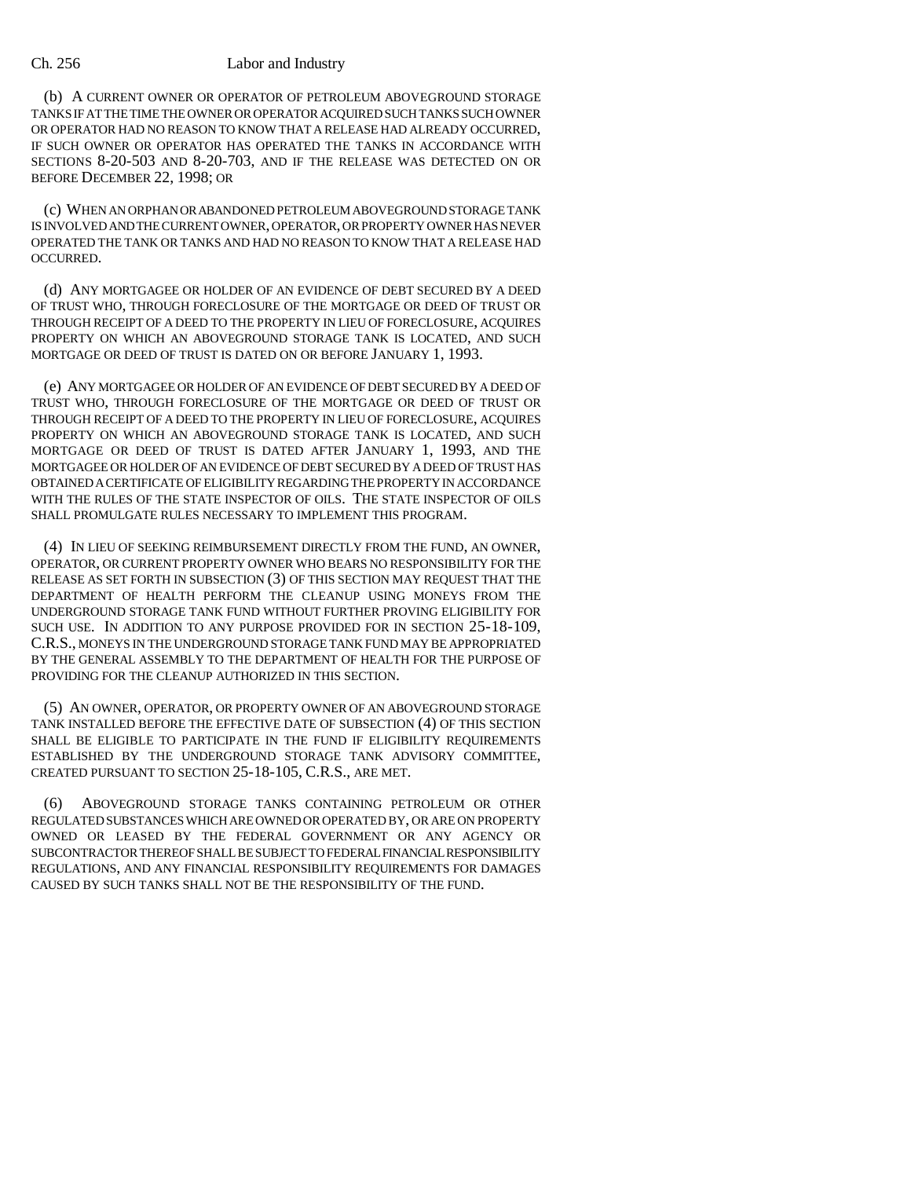(b) A CURRENT OWNER OR OPERATOR OF PETROLEUM ABOVEGROUND STORAGE TANKS IF AT THE TIME THE OWNER OR OPERATOR ACQUIRED SUCH TANKS SUCH OWNER OR OPERATOR HAD NO REASON TO KNOW THAT A RELEASE HAD ALREADY OCCURRED, IF SUCH OWNER OR OPERATOR HAS OPERATED THE TANKS IN ACCORDANCE WITH SECTIONS 8-20-503 AND 8-20-703, AND IF THE RELEASE WAS DETECTED ON OR BEFORE DECEMBER 22, 1998; OR

(c) WHEN AN ORPHAN OR ABANDONED PETROLEUM ABOVEGROUND STORAGE TANK IS INVOLVED AND THE CURRENT OWNER, OPERATOR, OR PROPERTY OWNER HAS NEVER OPERATED THE TANK OR TANKS AND HAD NO REASON TO KNOW THAT A RELEASE HAD OCCURRED.

(d) ANY MORTGAGEE OR HOLDER OF AN EVIDENCE OF DEBT SECURED BY A DEED OF TRUST WHO, THROUGH FORECLOSURE OF THE MORTGAGE OR DEED OF TRUST OR THROUGH RECEIPT OF A DEED TO THE PROPERTY IN LIEU OF FORECLOSURE, ACQUIRES PROPERTY ON WHICH AN ABOVEGROUND STORAGE TANK IS LOCATED, AND SUCH MORTGAGE OR DEED OF TRUST IS DATED ON OR BEFORE JANUARY 1, 1993.

(e) ANY MORTGAGEE OR HOLDER OF AN EVIDENCE OF DEBT SECURED BY A DEED OF TRUST WHO, THROUGH FORECLOSURE OF THE MORTGAGE OR DEED OF TRUST OR THROUGH RECEIPT OF A DEED TO THE PROPERTY IN LIEU OF FORECLOSURE, ACQUIRES PROPERTY ON WHICH AN ABOVEGROUND STORAGE TANK IS LOCATED, AND SUCH MORTGAGE OR DEED OF TRUST IS DATED AFTER JANUARY 1, 1993, AND THE MORTGAGEE OR HOLDER OF AN EVIDENCE OF DEBT SECURED BY A DEED OF TRUST HAS OBTAINED A CERTIFICATE OF ELIGIBILITY REGARDING THE PROPERTY IN ACCORDANCE WITH THE RULES OF THE STATE INSPECTOR OF OILS. THE STATE INSPECTOR OF OILS SHALL PROMULGATE RULES NECESSARY TO IMPLEMENT THIS PROGRAM.

(4) IN LIEU OF SEEKING REIMBURSEMENT DIRECTLY FROM THE FUND, AN OWNER, OPERATOR, OR CURRENT PROPERTY OWNER WHO BEARS NO RESPONSIBILITY FOR THE RELEASE AS SET FORTH IN SUBSECTION (3) OF THIS SECTION MAY REQUEST THAT THE DEPARTMENT OF HEALTH PERFORM THE CLEANUP USING MONEYS FROM THE UNDERGROUND STORAGE TANK FUND WITHOUT FURTHER PROVING ELIGIBILITY FOR SUCH USE. IN ADDITION TO ANY PURPOSE PROVIDED FOR IN SECTION 25-18-109, C.R.S., MONEYS IN THE UNDERGROUND STORAGE TANK FUND MAY BE APPROPRIATED BY THE GENERAL ASSEMBLY TO THE DEPARTMENT OF HEALTH FOR THE PURPOSE OF PROVIDING FOR THE CLEANUP AUTHORIZED IN THIS SECTION.

(5) AN OWNER, OPERATOR, OR PROPERTY OWNER OF AN ABOVEGROUND STORAGE TANK INSTALLED BEFORE THE EFFECTIVE DATE OF SUBSECTION (4) OF THIS SECTION SHALL BE ELIGIBLE TO PARTICIPATE IN THE FUND IF ELIGIBILITY REQUIREMENTS ESTABLISHED BY THE UNDERGROUND STORAGE TANK ADVISORY COMMITTEE, CREATED PURSUANT TO SECTION 25-18-105, C.R.S., ARE MET.

(6) ABOVEGROUND STORAGE TANKS CONTAINING PETROLEUM OR OTHER REGULATED SUBSTANCES WHICH ARE OWNED OR OPERATED BY, OR ARE ON PROPERTY OWNED OR LEASED BY THE FEDERAL GOVERNMENT OR ANY AGENCY OR SUBCONTRACTOR THEREOF SHALL BE SUBJECT TO FEDERAL FINANCIAL RESPONSIBILITY REGULATIONS, AND ANY FINANCIAL RESPONSIBILITY REQUIREMENTS FOR DAMAGES CAUSED BY SUCH TANKS SHALL NOT BE THE RESPONSIBILITY OF THE FUND.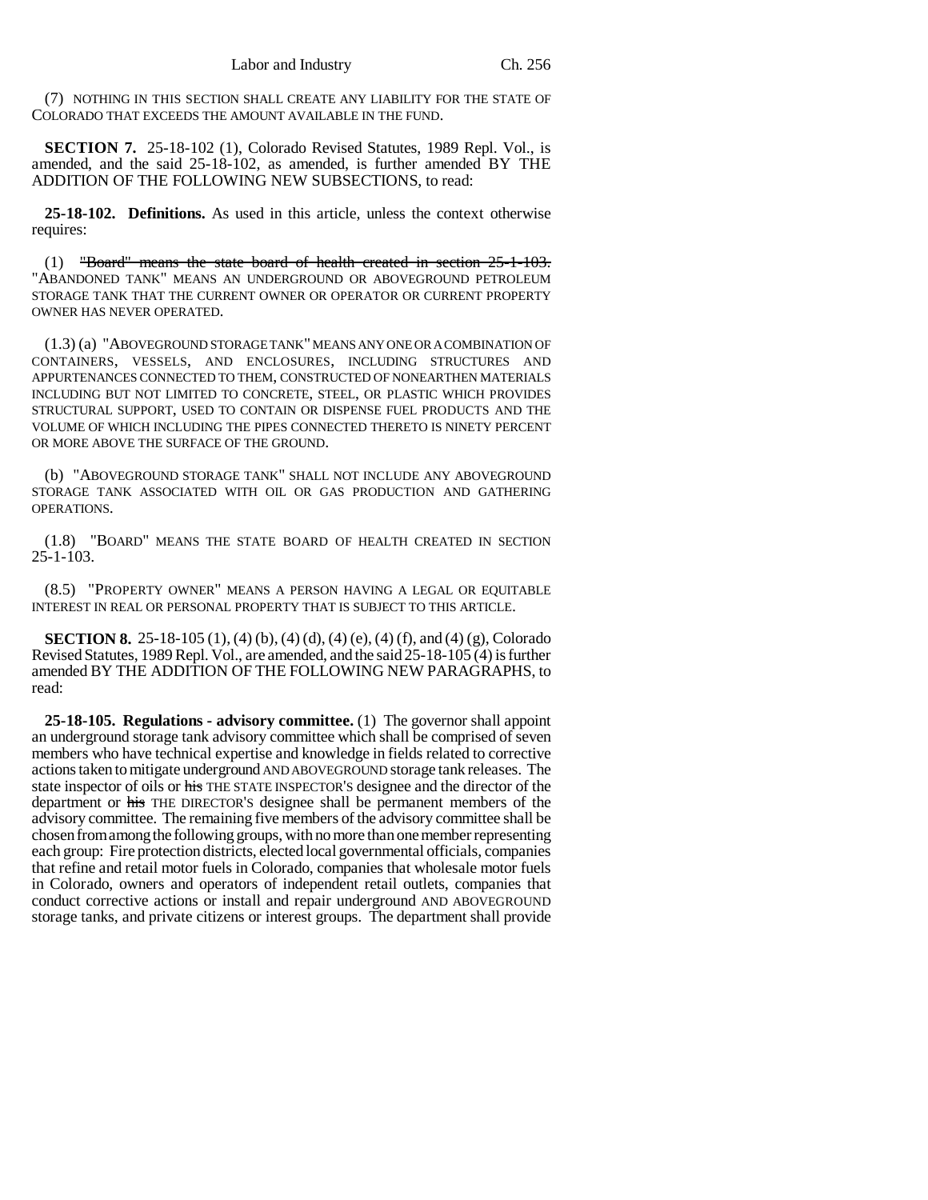(7) NOTHING IN THIS SECTION SHALL CREATE ANY LIABILITY FOR THE STATE OF COLORADO THAT EXCEEDS THE AMOUNT AVAILABLE IN THE FUND.

**SECTION 7.** 25-18-102 (1), Colorado Revised Statutes, 1989 Repl. Vol., is amended, and the said 25-18-102, as amended, is further amended BY THE ADDITION OF THE FOLLOWING NEW SUBSECTIONS, to read:

**25-18-102. Definitions.** As used in this article, unless the context otherwise requires:

(1) ~~"Board" means the state board of health created in section 25-1-103.~~ "ABANDONED TANK" MEANS AN UNDERGROUND OR ABOVEGROUND PETROLEUM STORAGE TANK THAT THE CURRENT OWNER OR OPERATOR OR CURRENT PROPERTY OWNER HAS NEVER OPERATED.

(1.3) (a) "ABOVEGROUND STORAGE TANK" MEANS ANY ONE OR A COMBINATION OF CONTAINERS, VESSELS, AND ENCLOSURES, INCLUDING STRUCTURES AND APPURTENANCES CONNECTED TO THEM, CONSTRUCTED OF NONEARTHEN MATERIALS INCLUDING BUT NOT LIMITED TO CONCRETE, STEEL, OR PLASTIC WHICH PROVIDES STRUCTURAL SUPPORT, USED TO CONTAIN OR DISPENSE FUEL PRODUCTS AND THE VOLUME OF WHICH INCLUDING THE PIPES CONNECTED THERETO IS NINETY PERCENT OR MORE ABOVE THE SURFACE OF THE GROUND.

(b) "ABOVEGROUND STORAGE TANK" SHALL NOT INCLUDE ANY ABOVEGROUND STORAGE TANK ASSOCIATED WITH OIL OR GAS PRODUCTION AND GATHERING OPERATIONS.

(1.8) "BOARD" MEANS THE STATE BOARD OF HEALTH CREATED IN SECTION 25-1-103.

(8.5) "PROPERTY OWNER" MEANS A PERSON HAVING A LEGAL OR EQUITABLE INTEREST IN REAL OR PERSONAL PROPERTY THAT IS SUBJECT TO THIS ARTICLE.

**SECTION 8.** 25-18-105 (1), (4) (b), (4) (d), (4) (e), (4) (f), and (4) (g), Colorado Revised Statutes, 1989 Repl. Vol., are amended, and the said 25-18-105 (4) is further amended BY THE ADDITION OF THE FOLLOWING NEW PARAGRAPHS, to read:

**25-18-105. Regulations - advisory committee.** (1) The governor shall appoint an underground storage tank advisory committee which shall be comprised of seven members who have technical expertise and knowledge in fields related to corrective actions taken to mitigate underground AND ABOVEGROUND storage tank releases. The state inspector of oils or ~~his~~ THE STATE INSPECTOR'S designee and the director of the department or ~~his~~ THE DIRECTOR'S designee shall be permanent members of the advisory committee. The remaining five members of the advisory committee shall be chosen from among the following groups, with no more than one member representing each group: Fire protection districts, elected local governmental officials, companies that refine and retail motor fuels in Colorado, companies that wholesale motor fuels in Colorado, owners and operators of independent retail outlets, companies that conduct corrective actions or install and repair underground AND ABOVEGROUND storage tanks, and private citizens or interest groups. The department shall provide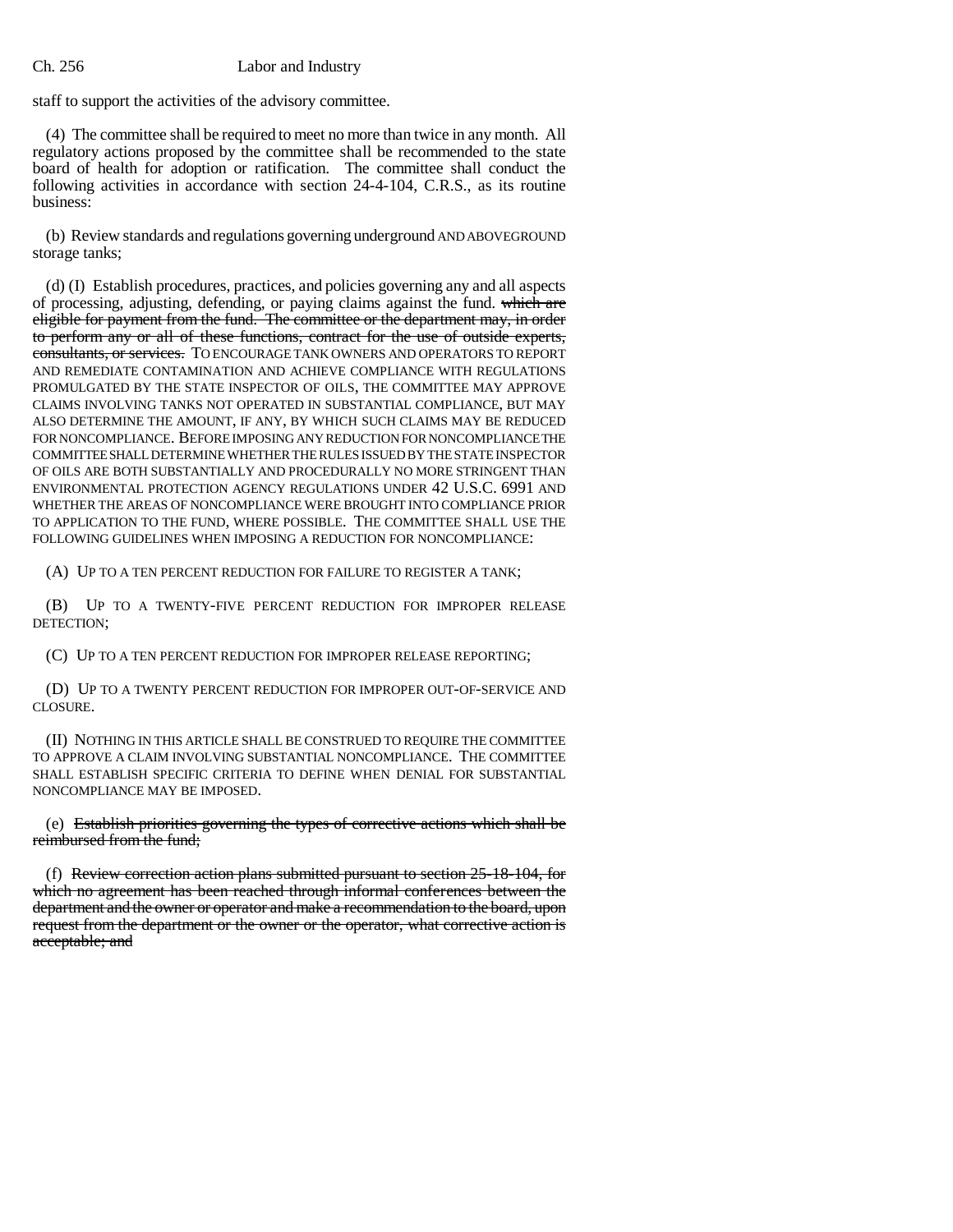staff to support the activities of the advisory committee.

(4) The committee shall be required to meet no more than twice in any month. All regulatory actions proposed by the committee shall be recommended to the state board of health for adoption or ratification. The committee shall conduct the following activities in accordance with section 24-4-104, C.R.S., as its routine business:

(b) Review standards and regulations governing underground AND ABOVEGROUND storage tanks;

(d) (I) Establish procedures, practices, and policies governing any and all aspects of processing, adjusting, defending, or paying claims against the fund. ~~which are eligible for payment from the fund. The committee or the department may, in order to perform any or all of these functions, contract for the use of outside experts, consultants, or services.~~ TO ENCOURAGE TANK OWNERS AND OPERATORS TO REPORT AND REMEDIATE CONTAMINATION AND ACHIEVE COMPLIANCE WITH REGULATIONS PROMULGATED BY THE STATE INSPECTOR OF OILS, THE COMMITTEE MAY APPROVE CLAIMS INVOLVING TANKS NOT OPERATED IN SUBSTANTIAL COMPLIANCE, BUT MAY ALSO DETERMINE THE AMOUNT, IF ANY, BY WHICH SUCH CLAIMS MAY BE REDUCED FOR NONCOMPLIANCE. BEFORE IMPOSING ANY REDUCTION FOR NONCOMPLIANCE THE COMMITTEE SHALL DETERMINE WHETHER THE RULES ISSUED BY THE STATE INSPECTOR OF OILS ARE BOTH SUBSTANTIALLY AND PROCEDURALLY NO MORE STRINGENT THAN ENVIRONMENTAL PROTECTION AGENCY REGULATIONS UNDER 42 U.S.C. 6991 AND WHETHER THE AREAS OF NONCOMPLIANCE WERE BROUGHT INTO COMPLIANCE PRIOR TO APPLICATION TO THE FUND, WHERE POSSIBLE. THE COMMITTEE SHALL USE THE FOLLOWING GUIDELINES WHEN IMPOSING A REDUCTION FOR NONCOMPLIANCE:

(A) UP TO A TEN PERCENT REDUCTION FOR FAILURE TO REGISTER A TANK;

(B) UP TO A TWENTY-FIVE PERCENT REDUCTION FOR IMPROPER RELEASE DETECTION;

(C) UP TO A TEN PERCENT REDUCTION FOR IMPROPER RELEASE REPORTING;

(D) UP TO A TWENTY PERCENT REDUCTION FOR IMPROPER OUT-OF-SERVICE AND CLOSURE.

(II) NOTHING IN THIS ARTICLE SHALL BE CONSTRUED TO REQUIRE THE COMMITTEE TO APPROVE A CLAIM INVOLVING SUBSTANTIAL NONCOMPLIANCE. THE COMMITTEE SHALL ESTABLISH SPECIFIC CRITERIA TO DEFINE WHEN DENIAL FOR SUBSTANTIAL NONCOMPLIANCE MAY BE IMPOSED.

(e) ~~Establish priorities governing the types of corrective actions which shall be reimbursed from the fund;~~

(f) ~~Review correction action plans submitted pursuant to section 25-18-104, for which no agreement has been reached through informal conferences between the department and the owner or operator and make a recommendation to the board, upon request from the department or the owner or the operator, what corrective action is acceptable; and~~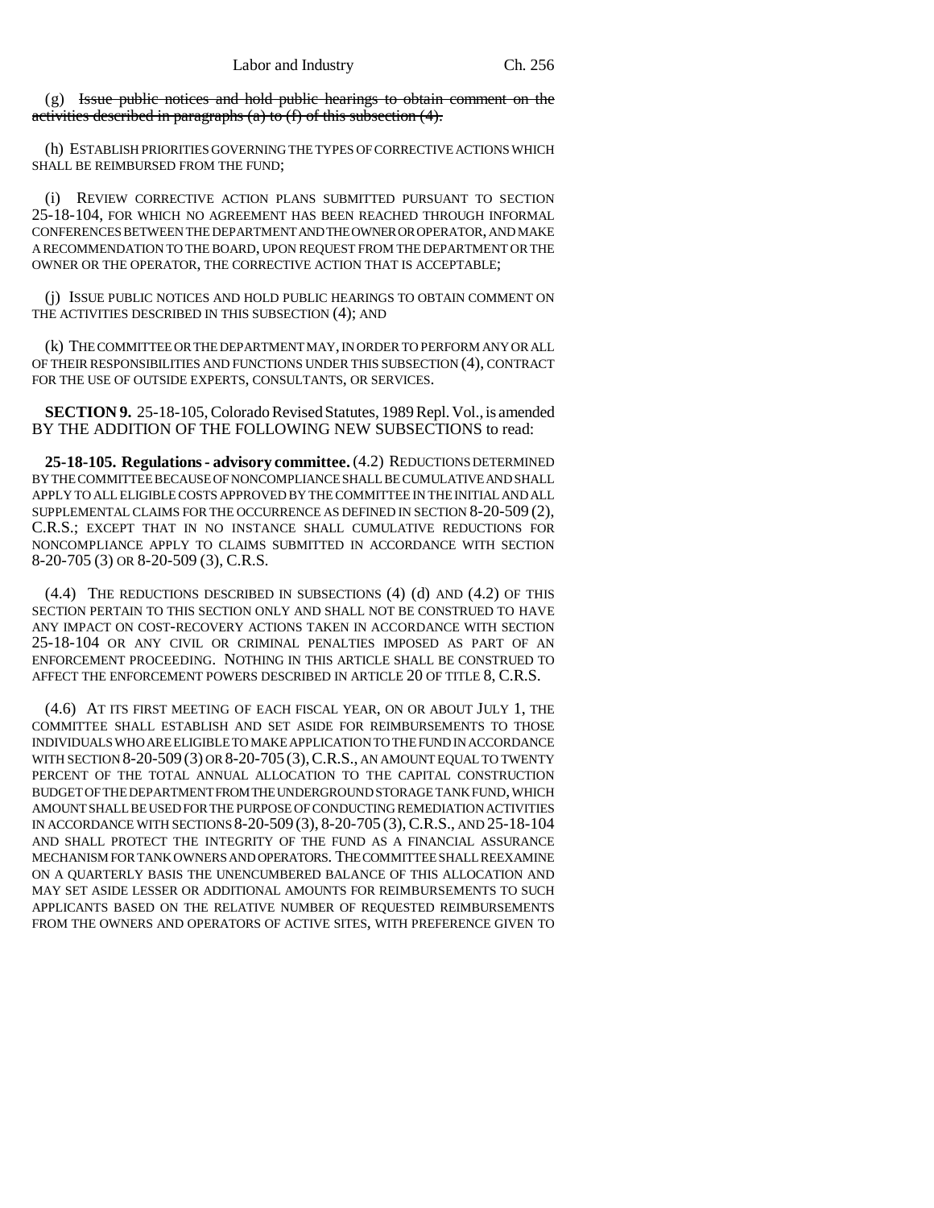(g) ~~Issue public notices and hold public hearings to obtain comment on the activities described in paragraphs (a) to (f) of this subsection (4).~~

(h) ESTABLISH PRIORITIES GOVERNING THE TYPES OF CORRECTIVE ACTIONS WHICH SHALL BE REIMBURSED FROM THE FUND;

(i) REVIEW CORRECTIVE ACTION PLANS SUBMITTED PURSUANT TO SECTION 25-18-104, FOR WHICH NO AGREEMENT HAS BEEN REACHED THROUGH INFORMAL CONFERENCES BETWEEN THE DEPARTMENT AND THE OWNER OR OPERATOR, AND MAKE A RECOMMENDATION TO THE BOARD, UPON REQUEST FROM THE DEPARTMENT OR THE OWNER OR THE OPERATOR, THE CORRECTIVE ACTION THAT IS ACCEPTABLE;

(j) ISSUE PUBLIC NOTICES AND HOLD PUBLIC HEARINGS TO OBTAIN COMMENT ON THE ACTIVITIES DESCRIBED IN THIS SUBSECTION (4); AND

(k) THE COMMITTEE OR THE DEPARTMENT MAY, IN ORDER TO PERFORM ANY OR ALL OF THEIR RESPONSIBILITIES AND FUNCTIONS UNDER THIS SUBSECTION (4), CONTRACT FOR THE USE OF OUTSIDE EXPERTS, CONSULTANTS, OR SERVICES.

**SECTION 9.** 25-18-105, Colorado Revised Statutes, 1989 Repl. Vol., is amended BY THE ADDITION OF THE FOLLOWING NEW SUBSECTIONS to read:

**25-18-105. Regulations - advisory committee.** (4.2) REDUCTIONS DETERMINED BY THE COMMITTEE BECAUSE OF NONCOMPLIANCE SHALL BE CUMULATIVE AND SHALL APPLY TO ALL ELIGIBLE COSTS APPROVED BY THE COMMITTEE IN THE INITIAL AND ALL SUPPLEMENTAL CLAIMS FOR THE OCCURRENCE AS DEFINED IN SECTION 8-20-509 (2), C.R.S.; EXCEPT THAT IN NO INSTANCE SHALL CUMULATIVE REDUCTIONS FOR NONCOMPLIANCE APPLY TO CLAIMS SUBMITTED IN ACCORDANCE WITH SECTION 8-20-705 (3) OR 8-20-509 (3), C.R.S.

(4.4) THE REDUCTIONS DESCRIBED IN SUBSECTIONS (4) (d) AND (4.2) OF THIS SECTION PERTAIN TO THIS SECTION ONLY AND SHALL NOT BE CONSTRUED TO HAVE ANY IMPACT ON COST-RECOVERY ACTIONS TAKEN IN ACCORDANCE WITH SECTION 25-18-104 OR ANY CIVIL OR CRIMINAL PENALTIES IMPOSED AS PART OF AN ENFORCEMENT PROCEEDING. NOTHING IN THIS ARTICLE SHALL BE CONSTRUED TO AFFECT THE ENFORCEMENT POWERS DESCRIBED IN ARTICLE 20 OF TITLE 8, C.R.S.

(4.6) AT ITS FIRST MEETING OF EACH FISCAL YEAR, ON OR ABOUT JULY 1, THE COMMITTEE SHALL ESTABLISH AND SET ASIDE FOR REIMBURSEMENTS TO THOSE INDIVIDUALS WHO ARE ELIGIBLE TO MAKE APPLICATION TO THE FUND IN ACCORDANCE WITH SECTION 8-20-509 (3) OR 8-20-705 (3), C.R.S., AN AMOUNT EQUAL TO TWENTY PERCENT OF THE TOTAL ANNUAL ALLOCATION TO THE CAPITAL CONSTRUCTION BUDGET OF THE DEPARTMENT FROM THE UNDERGROUND STORAGE TANK FUND, WHICH AMOUNT SHALL BE USED FOR THE PURPOSE OF CONDUCTING REMEDIATION ACTIVITIES IN ACCORDANCE WITH SECTIONS 8-20-509 (3), 8-20-705 (3), C.R.S., AND 25-18-104 AND SHALL PROTECT THE INTEGRITY OF THE FUND AS A FINANCIAL ASSURANCE MECHANISM FOR TANK OWNERS AND OPERATORS. THE COMMITTEE SHALL REEXAMINE ON A QUARTERLY BASIS THE UNENCUMBERED BALANCE OF THIS ALLOCATION AND MAY SET ASIDE LESSER OR ADDITIONAL AMOUNTS FOR REIMBURSEMENTS TO SUCH APPLICANTS BASED ON THE RELATIVE NUMBER OF REQUESTED REIMBURSEMENTS FROM THE OWNERS AND OPERATORS OF ACTIVE SITES, WITH PREFERENCE GIVEN TO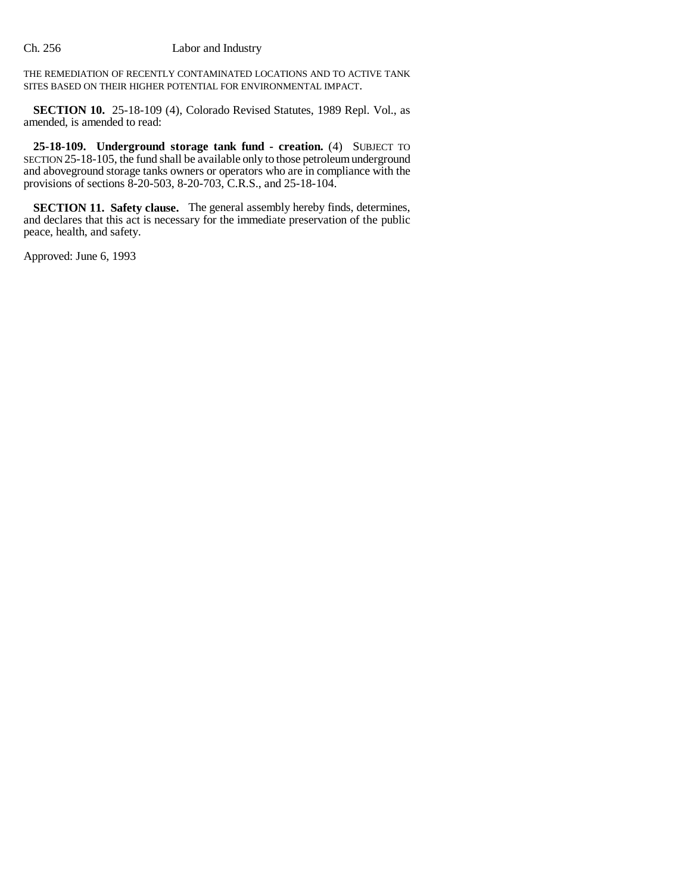THE REMEDIATION OF RECENTLY CONTAMINATED LOCATIONS AND TO ACTIVE TANK SITES BASED ON THEIR HIGHER POTENTIAL FOR ENVIRONMENTAL IMPACT.

**SECTION 10.** 25-18-109 (4), Colorado Revised Statutes, 1989 Repl. Vol., as amended, is amended to read:

**25-18-109. Underground storage tank fund - creation.** (4) SUBJECT TO SECTION 25-18-105, the fund shall be available only to those petroleum underground and aboveground storage tanks owners or operators who are in compliance with the provisions of sections 8-20-503, 8-20-703, C.R.S., and 25-18-104.

**SECTION 11. Safety clause.** The general assembly hereby finds, determines, and declares that this act is necessary for the immediate preservation of the public peace, health, and safety.

Approved: June 6, 1993